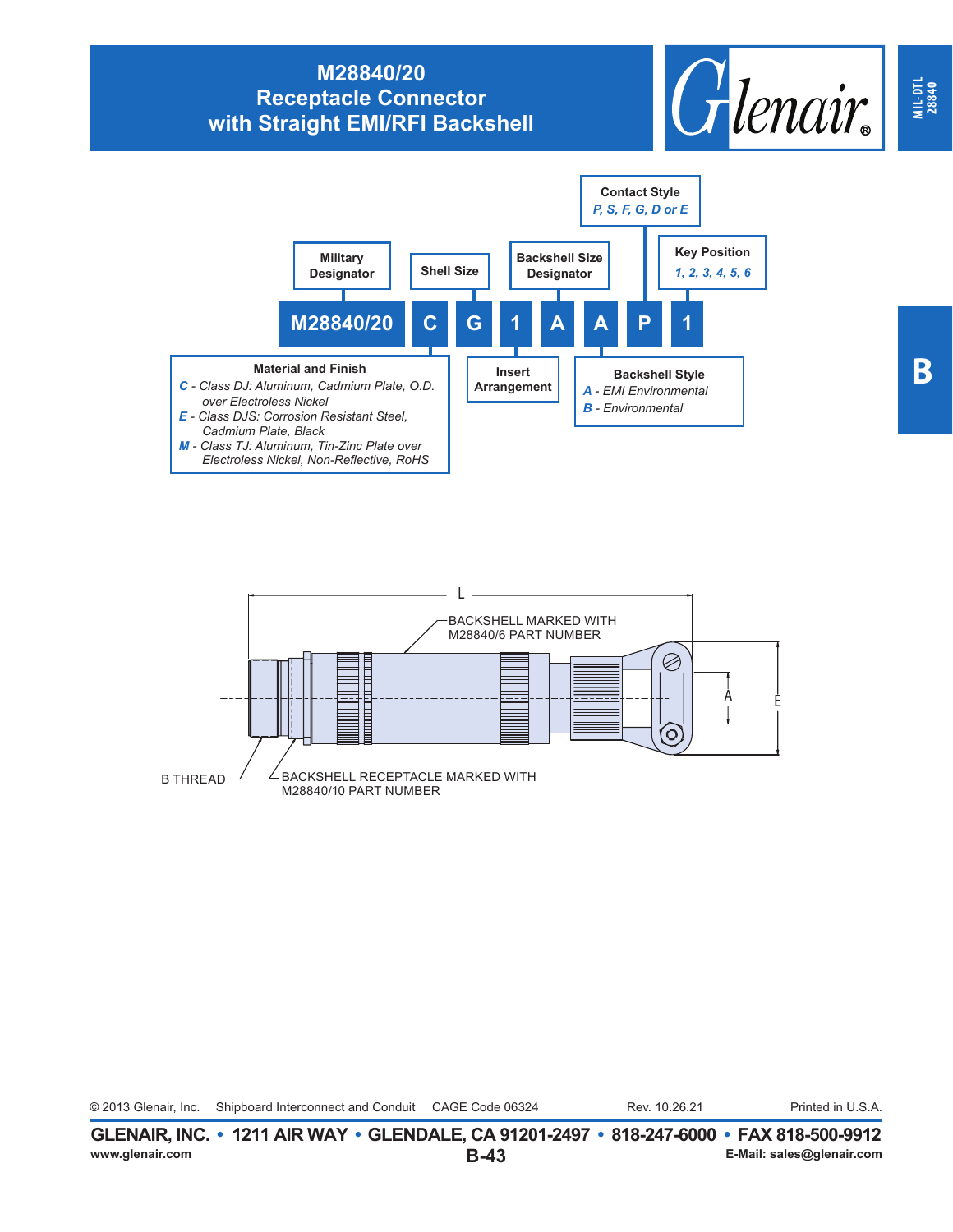# M28840/20 Receptacle Connector with Straight EMI/RFI Backshell

Glenair®

MIL-DTL 28840

B

## How To Order

| M28840/20 | C | G | 1 | A | A | P | 1 |
|---|---|---|---|---|---|---|---|
| Military Designator | Material and Finish | Shell Size | Insert Arrangement | Backshell Size Designator | Backshell Style | Contact Style | Key Position |

**Military Designator**

**Shell Size**

**Backshell Size Designator**

**Contact Style**
*P, S, F, G, D or E*

**Key Position**
*1, 2, 3, 4, 5, 6*

**Material and Finish**
- *C* - *Class DJ: Aluminum, Cadmium Plate, O.D. over Electroless Nickel*
- *E* - *Class DJS: Corrosion Resistant Steel, Cadmium Plate, Black*
- *M* - *Class TJ: Aluminum, Tin-Zinc Plate over Electroless Nickel, Non-Reflective, RoHS*

**Insert Arrangement**

**Backshell Style**
- *A* - *EMI Environmental*
- *B* - *Environmental*

L

BACKSHELL MARKED WITH M28840/6 PART NUMBER

A

E

B THREAD

BACKSHELL RECEPTACLE MARKED WITH M28840/10 PART NUMBER

© 2013 Glenair, Inc. Shipboard Interconnect and Conduit CAGE Code 06324 Rev. 10.26.21 Printed in U.S.A.

**GLENAIR, INC. • 1211 AIR WAY • GLENDALE, CA 91201-2497 • 818-247-6000 • FAX 818-500-9912**

www.glenair.com B-43 E-Mail: sales@glenair.com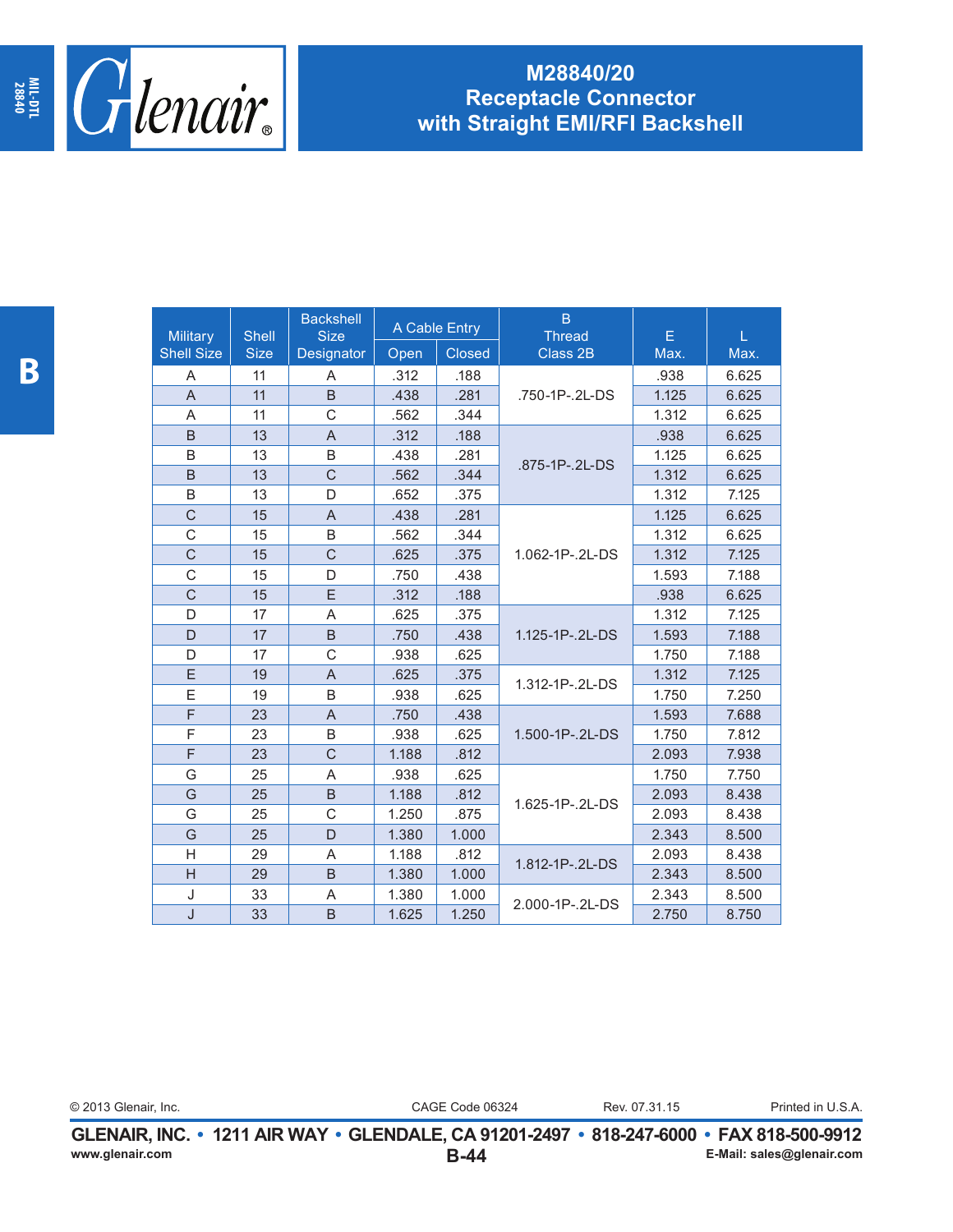# M28840/20 Receptacle Connector with Straight EMI/RFI Backshell

| Military Shell Size | Shell Size | Backshell Size Designator | A Cable Entry | | B Thread Class 2B | E Max. | L Max. |
|---|---|---|---|---|---|---|---|
| | | | Open | Closed | | | |
| A | 11 | A | .312 | .188 | .750-1P-.2L-DS | .938 | 6.625 |
| A | 11 | B | .438 | .281 | | 1.125 | 6.625 |
| A | 11 | C | .562 | .344 | | 1.312 | 6.625 |
| B | 13 | A | .312 | .188 | .875-1P-.2L-DS | .938 | 6.625 |
| B | 13 | B | .438 | .281 | | 1.125 | 6.625 |
| B | 13 | C | .562 | .344 | | 1.312 | 6.625 |
| B | 13 | D | .652 | .375 | | 1.312 | 7.125 |
| C | 15 | A | .438 | .281 | 1.062-1P-.2L-DS | 1.125 | 6.625 |
| C | 15 | B | .562 | .344 | | 1.312 | 6.625 |
| C | 15 | C | .625 | .375 | | 1.312 | 7.125 |
| C | 15 | D | .750 | .438 | | 1.593 | 7.188 |
| C | 15 | E | .312 | .188 | | .938 | 6.625 |
| D | 17 | A | .625 | .375 | 1.125-1P-.2L-DS | 1.312 | 7.125 |
| D | 17 | B | .750 | .438 | | 1.593 | 7.188 |
| D | 17 | C | .938 | .625 | | 1.750 | 7.188 |
| E | 19 | A | .625 | .375 | 1.312-1P-.2L-DS | 1.312 | 7.125 |
| E | 19 | B | .938 | .625 | | 1.750 | 7.250 |
| F | 23 | A | .750 | .438 | 1.500-1P-.2L-DS | 1.593 | 7.688 |
| F | 23 | B | .938 | .625 | | 1.750 | 7.812 |
| F | 23 | C | 1.188 | .812 | | 2.093 | 7.938 |
| G | 25 | A | .938 | .625 | 1.625-1P-.2L-DS | 1.750 | 7.750 |
| G | 25 | B | 1.188 | .812 | | 2.093 | 8.438 |
| G | 25 | C | 1.250 | .875 | | 2.093 | 8.438 |
| G | 25 | D | 1.380 | 1.000 | | 2.343 | 8.500 |
| H | 29 | A | 1.188 | .812 | 1.812-1P-.2L-DS | 2.093 | 8.438 |
| H | 29 | B | 1.380 | 1.000 | | 2.343 | 8.500 |
| J | 33 | A | 1.380 | 1.000 | 2.000-1P-.2L-DS | 2.343 | 8.500 |
| J | 33 | B | 1.625 | 1.250 | | 2.750 | 8.750 |